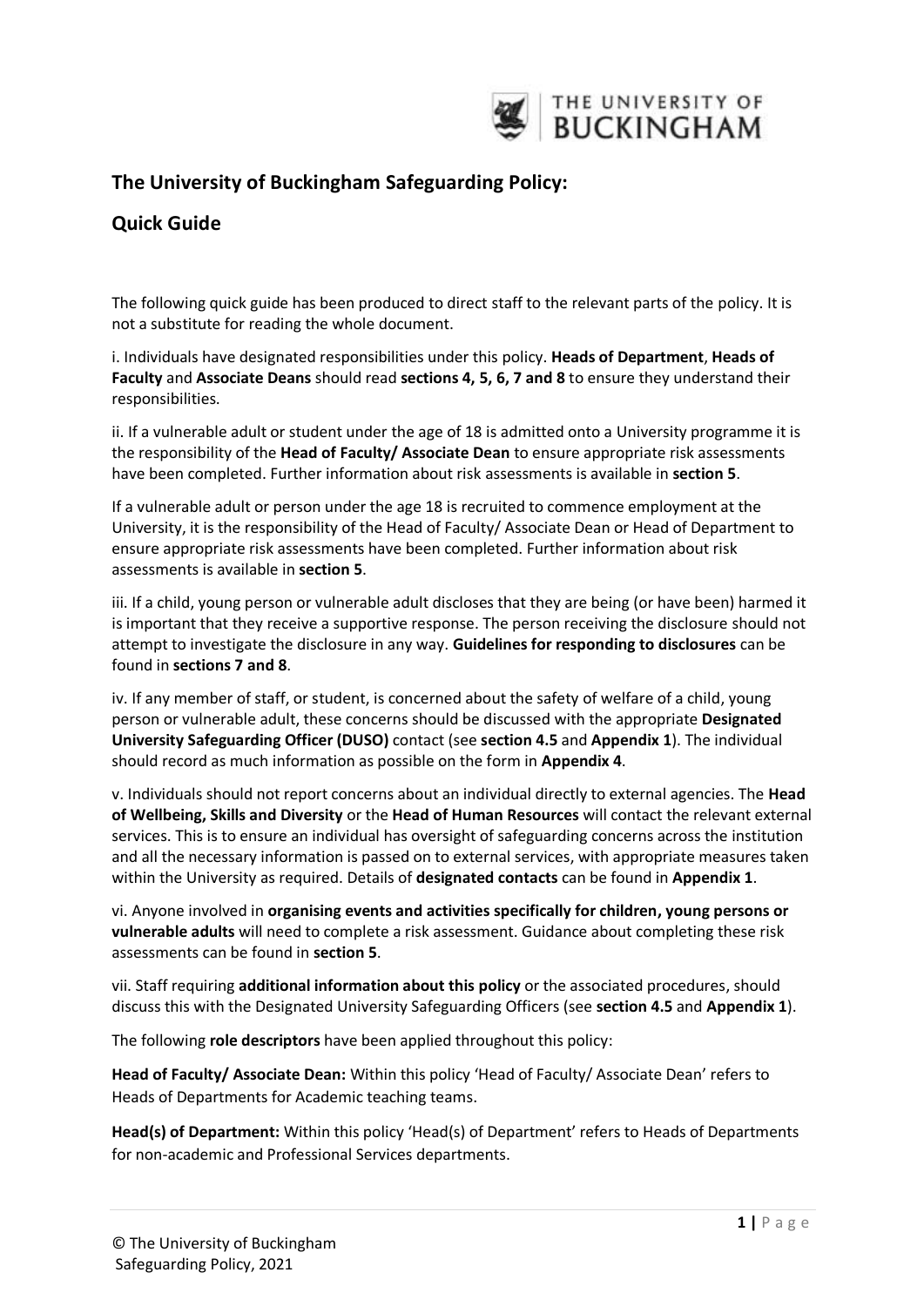## The University of Buckingham Safeguarding Policy:

## Quick Guide

The following quick guide has been produced to direct staff to the relevant parts of the policy. It is not a substitute for reading the whole document.

i. Individuals have designated responsibilities under this policy. **Heads of Department**, **Heads of Faculty** and **Associate Deans** should read **sections 4, 5, 6, 7 and 8** to ensure they understand their responsibilities.

ii. If a vulnerable adult or student under the age of 18 is admitted onto a University programme it is the responsibility of the **Head of Faculty/ Associate Dean** to ensure appropriate risk assessments have been completed. Further information about risk assessments is available in **section 5**.

If a vulnerable adult or person under the age 18 is recruited to commence employment at the University, it is the responsibility of the Head of Faculty/ Associate Dean or Head of Department to ensure appropriate risk assessments have been completed. Further information about risk assessments is available in **section 5**.

iii. If a child, young person or vulnerable adult discloses that they are being (or have been) harmed it is important that they receive a supportive response. The person receiving the disclosure should not attempt to investigate the disclosure in any way. **Guidelines for responding to disclosures** can be found in **sections 7 and 8**.

iv. If any member of staff, or student, is concerned about the safety of welfare of a child, young person or vulnerable adult, these concerns should be discussed with the appropriate **Designated University Safeguarding Officer (DUSO)** contact (see **section 4.5** and **Appendix 1**). The individual should record as much information as possible on the form in **Appendix 4**.

v. Individuals should not report concerns about an individual directly to external agencies. The **Head of Wellbeing, Skills and Diversity** or the **Head of Human Resources** will contact the relevant external services. This is to ensure an individual has oversight of safeguarding concerns across the institution and all the necessary information is passed on to external services, with appropriate measures taken within the University as required. Details of **designated contacts** can be found in **Appendix 1**.

vi. Anyone involved in **organising events and activities specifically for children, young persons or vulnerable adults** will need to complete a risk assessment. Guidance about completing these risk assessments can be found in **section 5**.

vii. Staff requiring **additional information about this policy** or the associated procedures, should discuss this with the Designated University Safeguarding Officers (see **section 4.5** and **Appendix 1**).

The following **role descriptors** have been applied throughout this policy:

**Head of Faculty/ Associate Dean:** Within this policy 'Head of Faculty/ Associate Dean' refers to Heads of Departments for Academic teaching teams.

**Head(s) of Department:** Within this policy 'Head(s) of Department' refers to Heads of Departments for non-academic and Professional Services departments.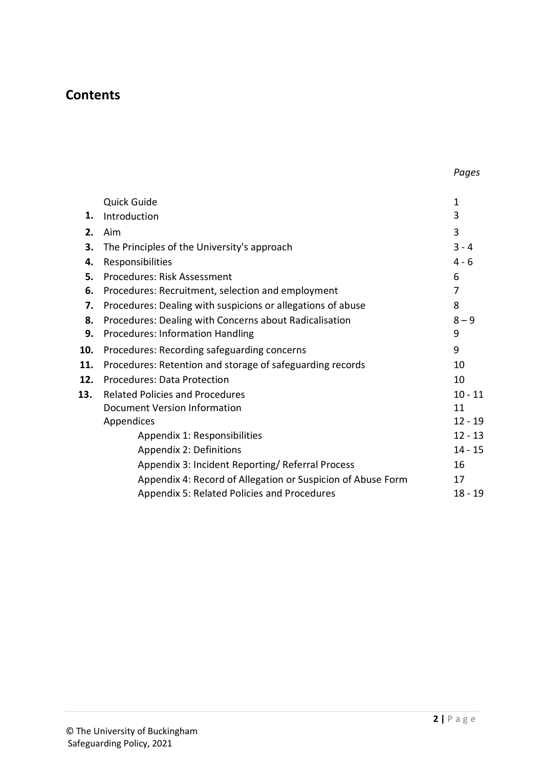## Contents

| | | *Pages* |
|---|---|---|
| | Quick Guide | 1 |
| **1.** | Introduction | 3 |
| **2.** | Aim | 3 |
| **3.** | The Principles of the University's approach | 3 - 4 |
| **4.** | Responsibilities | 4 - 6 |
| **5.** | Procedures: Risk Assessment | 6 |
| **6.** | Procedures: Recruitment, selection and employment | 7 |
| **7.** | Procedures: Dealing with suspicions or allegations of abuse | 8 |
| **8.** | Procedures: Dealing with Concerns about Radicalisation | 8 – 9 |
| **9.** | Procedures: Information Handling | 9 |
| **10.** | Procedures: Recording safeguarding concerns | 9 |
| **11.** | Procedures: Retention and storage of safeguarding records | 10 |
| **12.** | Procedures: Data Protection | 10 |
| **13.** | Related Policies and Procedures | 10 - 11 |
| | Document Version Information | 11 |
| | Appendices | 12 - 19 |
| | Appendix 1: Responsibilities | 12 - 13 |
| | Appendix 2: Definitions | 14 - 15 |
| | Appendix 3: Incident Reporting/ Referral Process | 16 |
| | Appendix 4: Record of Allegation or Suspicion of Abuse Form | 17 |
| | Appendix 5: Related Policies and Procedures | 18 - 19 |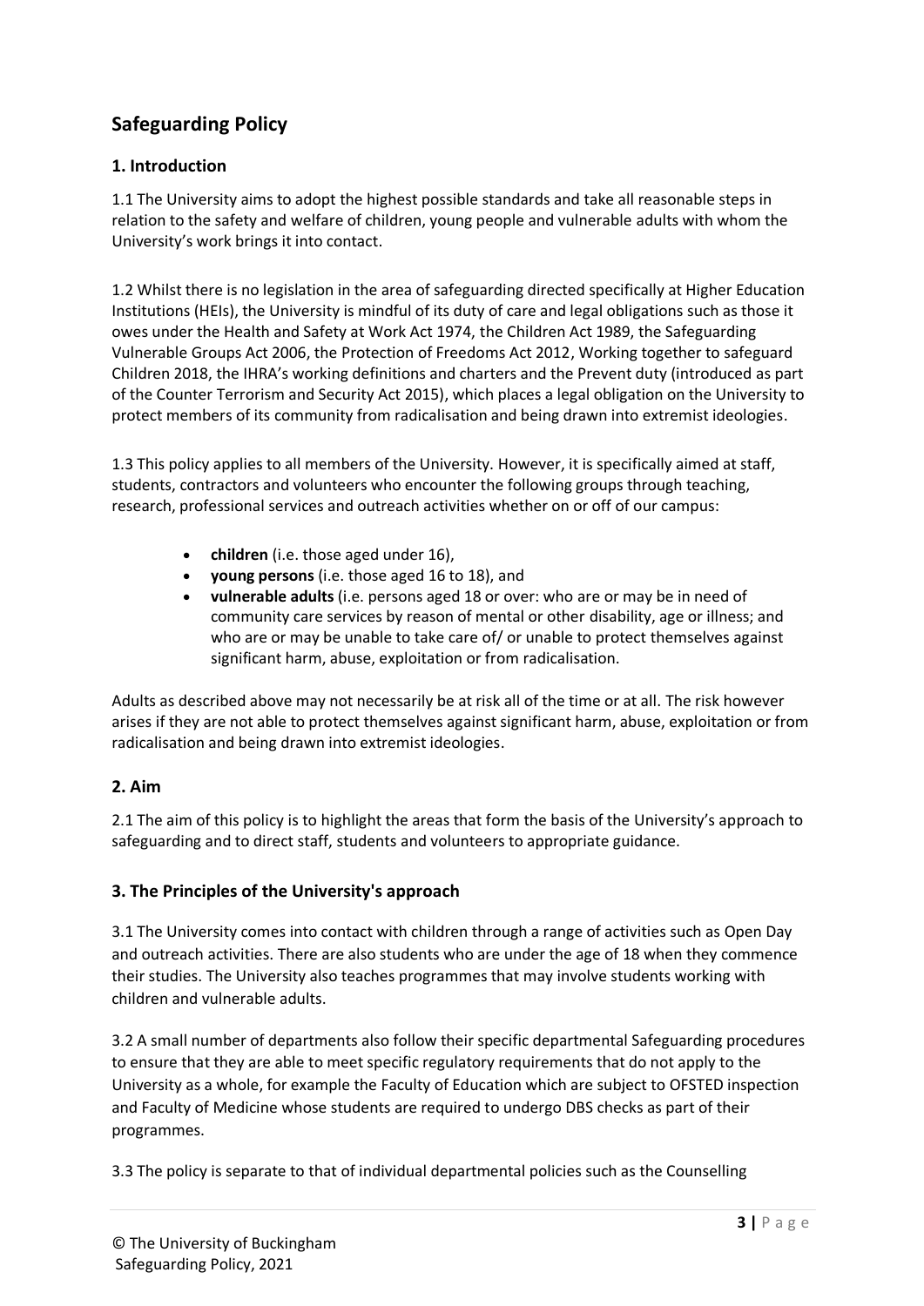# Safeguarding Policy

## 1. Introduction

1.1 The University aims to adopt the highest possible standards and take all reasonable steps in relation to the safety and welfare of children, young people and vulnerable adults with whom the University's work brings it into contact.

1.2 Whilst there is no legislation in the area of safeguarding directed specifically at Higher Education Institutions (HEIs), the University is mindful of its duty of care and legal obligations such as those it owes under the Health and Safety at Work Act 1974, the Children Act 1989, the Safeguarding Vulnerable Groups Act 2006, the Protection of Freedoms Act 2012, Working together to safeguard Children 2018, the IHRA's working definitions and charters and the Prevent duty (introduced as part of the Counter Terrorism and Security Act 2015), which places a legal obligation on the University to protect members of its community from radicalisation and being drawn into extremist ideologies.

1.3 This policy applies to all members of the University. However, it is specifically aimed at staff, students, contractors and volunteers who encounter the following groups through teaching, research, professional services and outreach activities whether on or off of our campus:

- **children** (i.e. those aged under 16),
- **young persons** (i.e. those aged 16 to 18), and
- **vulnerable adults** (i.e. persons aged 18 or over: who are or may be in need of community care services by reason of mental or other disability, age or illness; and who are or may be unable to take care of/ or unable to protect themselves against significant harm, abuse, exploitation or from radicalisation.

Adults as described above may not necessarily be at risk all of the time or at all. The risk however arises if they are not able to protect themselves against significant harm, abuse, exploitation or from radicalisation and being drawn into extremist ideologies.

## 2. Aim

2.1 The aim of this policy is to highlight the areas that form the basis of the University's approach to safeguarding and to direct staff, students and volunteers to appropriate guidance.

## 3. The Principles of the University's approach

3.1 The University comes into contact with children through a range of activities such as Open Day and outreach activities. There are also students who are under the age of 18 when they commence their studies. The University also teaches programmes that may involve students working with children and vulnerable adults.

3.2 A small number of departments also follow their specific departmental Safeguarding procedures to ensure that they are able to meet specific regulatory requirements that do not apply to the University as a whole, for example the Faculty of Education which are subject to OFSTED inspection and Faculty of Medicine whose students are required to undergo DBS checks as part of their programmes.

3.3 The policy is separate to that of individual departmental policies such as the Counselling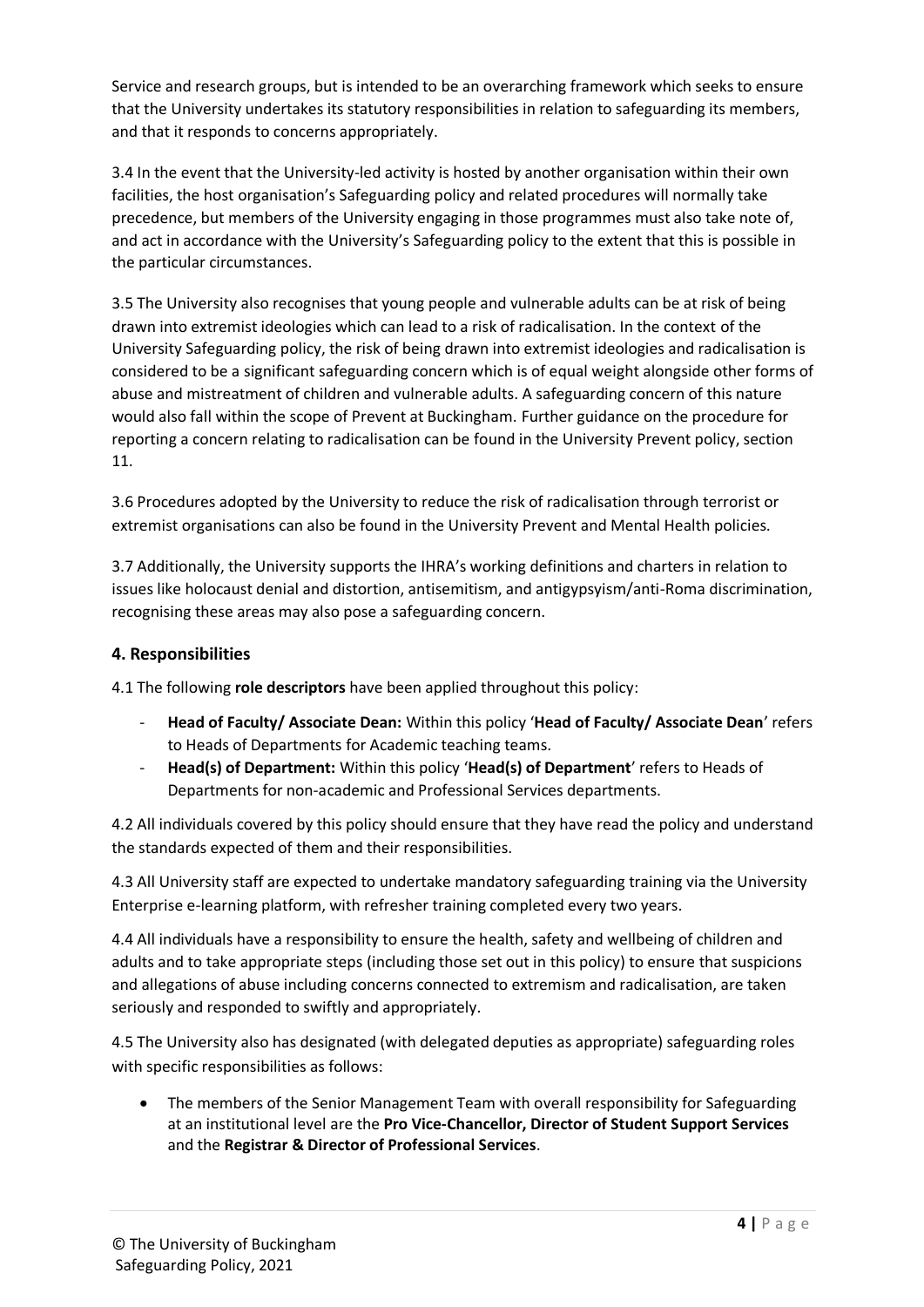Service and research groups, but is intended to be an overarching framework which seeks to ensure that the University undertakes its statutory responsibilities in relation to safeguarding its members, and that it responds to concerns appropriately.

3.4 In the event that the University-led activity is hosted by another organisation within their own facilities, the host organisation's Safeguarding policy and related procedures will normally take precedence, but members of the University engaging in those programmes must also take note of, and act in accordance with the University's Safeguarding policy to the extent that this is possible in the particular circumstances.

3.5 The University also recognises that young people and vulnerable adults can be at risk of being drawn into extremist ideologies which can lead to a risk of radicalisation. In the context of the University Safeguarding policy, the risk of being drawn into extremist ideologies and radicalisation is considered to be a significant safeguarding concern which is of equal weight alongside other forms of abuse and mistreatment of children and vulnerable adults. A safeguarding concern of this nature would also fall within the scope of Prevent at Buckingham. Further guidance on the procedure for reporting a concern relating to radicalisation can be found in the University Prevent policy, section 11.

3.6 Procedures adopted by the University to reduce the risk of radicalisation through terrorist or extremist organisations can also be found in the University Prevent and Mental Health policies.

3.7 Additionally, the University supports the IHRA's working definitions and charters in relation to issues like holocaust denial and distortion, antisemitism, and antigypsyism/anti-Roma discrimination, recognising these areas may also pose a safeguarding concern.

## 4. Responsibilities

4.1 The following **role descriptors** have been applied throughout this policy:

- **Head of Faculty/ Associate Dean:** Within this policy '**Head of Faculty/ Associate Dean**' refers to Heads of Departments for Academic teaching teams.
- **Head(s) of Department:** Within this policy '**Head(s) of Department**' refers to Heads of Departments for non-academic and Professional Services departments.

4.2 All individuals covered by this policy should ensure that they have read the policy and understand the standards expected of them and their responsibilities.

4.3 All University staff are expected to undertake mandatory safeguarding training via the University Enterprise e-learning platform, with refresher training completed every two years.

4.4 All individuals have a responsibility to ensure the health, safety and wellbeing of children and adults and to take appropriate steps (including those set out in this policy) to ensure that suspicions and allegations of abuse including concerns connected to extremism and radicalisation, are taken seriously and responded to swiftly and appropriately.

4.5 The University also has designated (with delegated deputies as appropriate) safeguarding roles with specific responsibilities as follows:

- The members of the Senior Management Team with overall responsibility for Safeguarding at an institutional level are the **Pro Vice-Chancellor, Director of Student Support Services** and the **Registrar & Director of Professional Services**.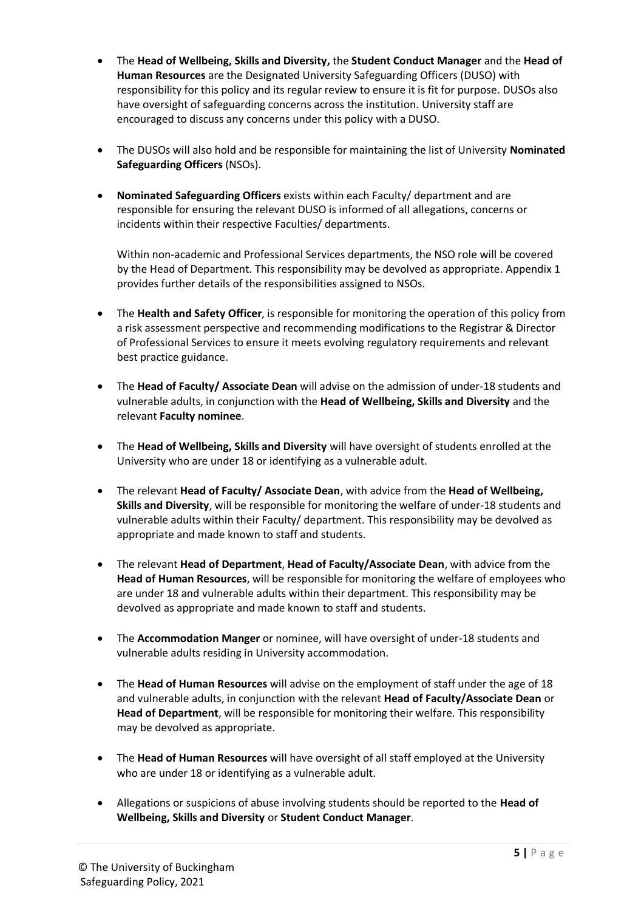- The **Head of Wellbeing, Skills and Diversity,** the **Student Conduct Manager** and the **Head of Human Resources** are the Designated University Safeguarding Officers (DUSO) with responsibility for this policy and its regular review to ensure it is fit for purpose. DUSOs also have oversight of safeguarding concerns across the institution. University staff are encouraged to discuss any concerns under this policy with a DUSO.

- The DUSOs will also hold and be responsible for maintaining the list of University **Nominated Safeguarding Officers** (NSOs).

- **Nominated Safeguarding Officers** exists within each Faculty/ department and are responsible for ensuring the relevant DUSO is informed of all allegations, concerns or incidents within their respective Faculties/ departments.

  Within non-academic and Professional Services departments, the NSO role will be covered by the Head of Department. This responsibility may be devolved as appropriate. Appendix 1 provides further details of the responsibilities assigned to NSOs.

- The **Health and Safety Officer**, is responsible for monitoring the operation of this policy from a risk assessment perspective and recommending modifications to the Registrar & Director of Professional Services to ensure it meets evolving regulatory requirements and relevant best practice guidance.

- The **Head of Faculty/ Associate Dean** will advise on the admission of under-18 students and vulnerable adults, in conjunction with the **Head of Wellbeing, Skills and Diversity** and the relevant **Faculty nominee**.

- The **Head of Wellbeing, Skills and Diversity** will have oversight of students enrolled at the University who are under 18 or identifying as a vulnerable adult.

- The relevant **Head of Faculty/ Associate Dean**, with advice from the **Head of Wellbeing, Skills and Diversity**, will be responsible for monitoring the welfare of under-18 students and vulnerable adults within their Faculty/ department. This responsibility may be devolved as appropriate and made known to staff and students.

- The relevant **Head of Department**, **Head of Faculty/Associate Dean**, with advice from the **Head of Human Resources**, will be responsible for monitoring the welfare of employees who are under 18 and vulnerable adults within their department. This responsibility may be devolved as appropriate and made known to staff and students.

- The **Accommodation Manger** or nominee, will have oversight of under-18 students and vulnerable adults residing in University accommodation.

- The **Head of Human Resources** will advise on the employment of staff under the age of 18 and vulnerable adults, in conjunction with the relevant **Head of Faculty/Associate Dean** or **Head of Department**, will be responsible for monitoring their welfare. This responsibility may be devolved as appropriate.

- The **Head of Human Resources** will have oversight of all staff employed at the University who are under 18 or identifying as a vulnerable adult.

- Allegations or suspicions of abuse involving students should be reported to the **Head of Wellbeing, Skills and Diversity** or **Student Conduct Manager**.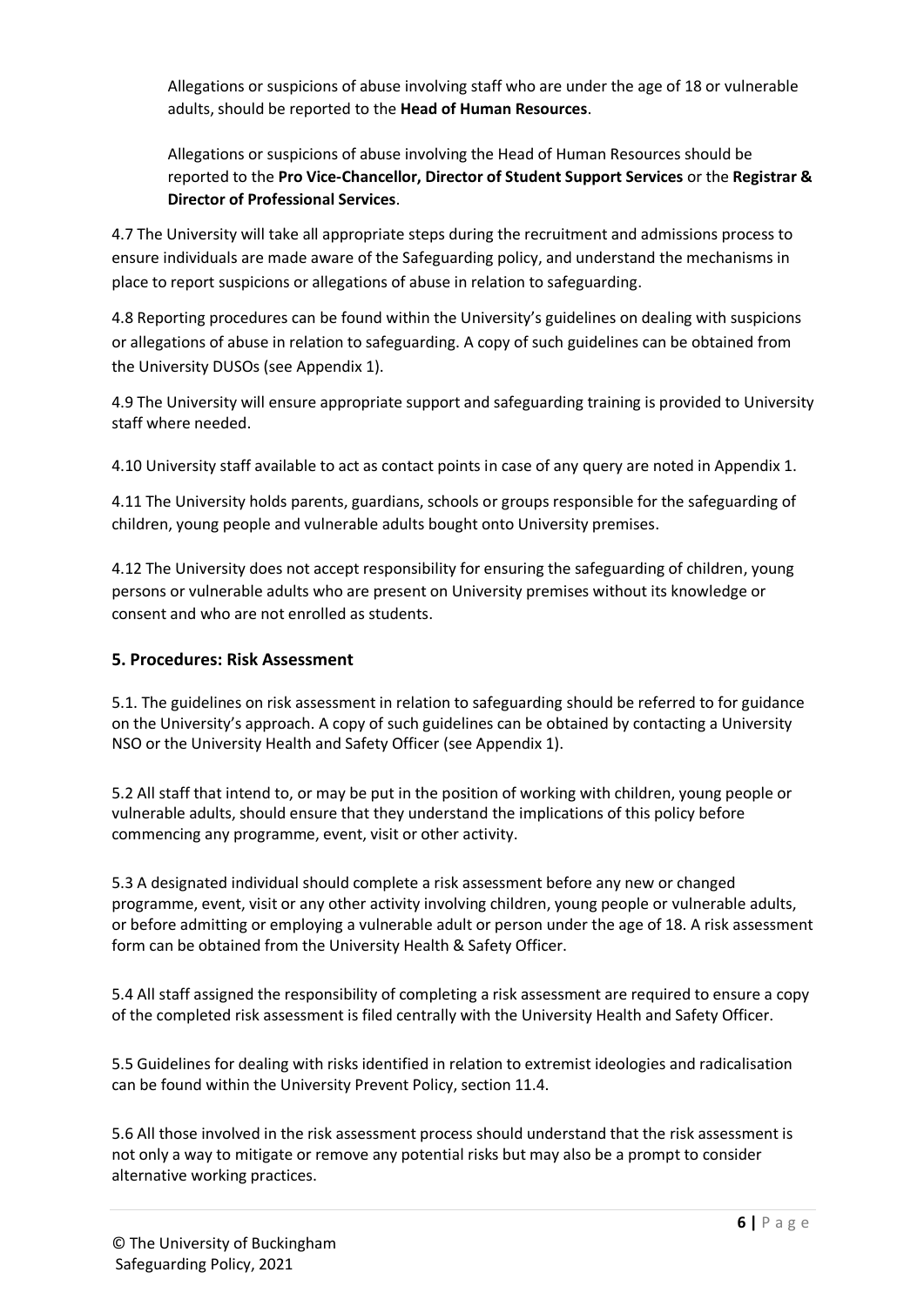Allegations or suspicions of abuse involving staff who are under the age of 18 or vulnerable adults, should be reported to the **Head of Human Resources**.

Allegations or suspicions of abuse involving the Head of Human Resources should be reported to the **Pro Vice-Chancellor, Director of Student Support Services** or the **Registrar & Director of Professional Services**.

4.7 The University will take all appropriate steps during the recruitment and admissions process to ensure individuals are made aware of the Safeguarding policy, and understand the mechanisms in place to report suspicions or allegations of abuse in relation to safeguarding.

4.8 Reporting procedures can be found within the University's guidelines on dealing with suspicions or allegations of abuse in relation to safeguarding. A copy of such guidelines can be obtained from the University DUSOs (see Appendix 1).

4.9 The University will ensure appropriate support and safeguarding training is provided to University staff where needed.

4.10 University staff available to act as contact points in case of any query are noted in Appendix 1.

4.11 The University holds parents, guardians, schools or groups responsible for the safeguarding of children, young people and vulnerable adults bought onto University premises.

4.12 The University does not accept responsibility for ensuring the safeguarding of children, young persons or vulnerable adults who are present on University premises without its knowledge or consent and who are not enrolled as students.

## 5. Procedures: Risk Assessment

5.1. The guidelines on risk assessment in relation to safeguarding should be referred to for guidance on the University's approach. A copy of such guidelines can be obtained by contacting a University NSO or the University Health and Safety Officer (see Appendix 1).

5.2 All staff that intend to, or may be put in the position of working with children, young people or vulnerable adults, should ensure that they understand the implications of this policy before commencing any programme, event, visit or other activity.

5.3 A designated individual should complete a risk assessment before any new or changed programme, event, visit or any other activity involving children, young people or vulnerable adults, or before admitting or employing a vulnerable adult or person under the age of 18. A risk assessment form can be obtained from the University Health & Safety Officer.

5.4 All staff assigned the responsibility of completing a risk assessment are required to ensure a copy of the completed risk assessment is filed centrally with the University Health and Safety Officer.

5.5 Guidelines for dealing with risks identified in relation to extremist ideologies and radicalisation can be found within the University Prevent Policy, section 11.4.

5.6 All those involved in the risk assessment process should understand that the risk assessment is not only a way to mitigate or remove any potential risks but may also be a prompt to consider alternative working practices.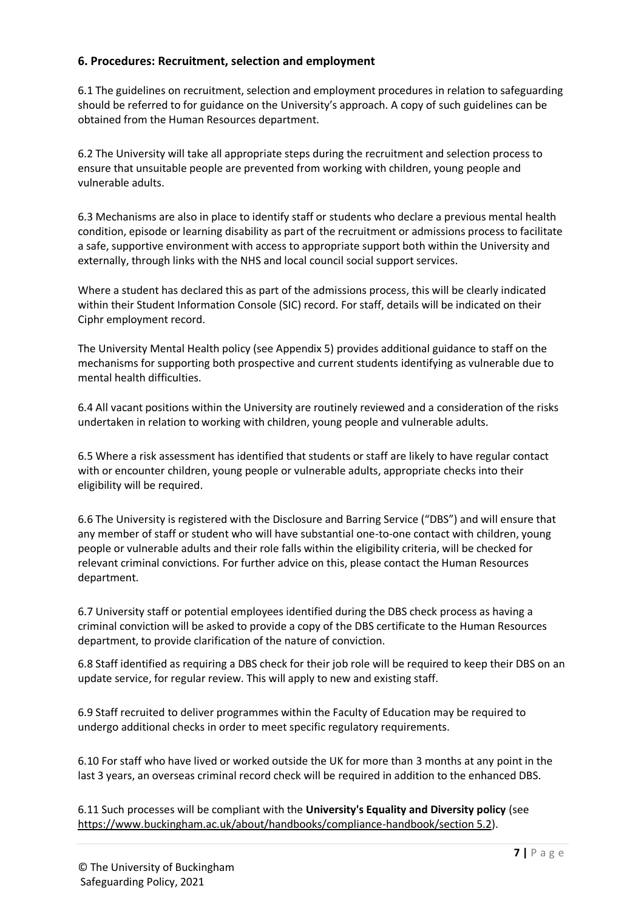## 6. Procedures: Recruitment, selection and employment

6.1 The guidelines on recruitment, selection and employment procedures in relation to safeguarding should be referred to for guidance on the University's approach. A copy of such guidelines can be obtained from the Human Resources department.

6.2 The University will take all appropriate steps during the recruitment and selection process to ensure that unsuitable people are prevented from working with children, young people and vulnerable adults.

6.3 Mechanisms are also in place to identify staff or students who declare a previous mental health condition, episode or learning disability as part of the recruitment or admissions process to facilitate a safe, supportive environment with access to appropriate support both within the University and externally, through links with the NHS and local council social support services.

Where a student has declared this as part of the admissions process, this will be clearly indicated within their Student Information Console (SIC) record. For staff, details will be indicated on their Ciphr employment record.

The University Mental Health policy (see Appendix 5) provides additional guidance to staff on the mechanisms for supporting both prospective and current students identifying as vulnerable due to mental health difficulties.

6.4 All vacant positions within the University are routinely reviewed and a consideration of the risks undertaken in relation to working with children, young people and vulnerable adults.

6.5 Where a risk assessment has identified that students or staff are likely to have regular contact with or encounter children, young people or vulnerable adults, appropriate checks into their eligibility will be required.

6.6 The University is registered with the Disclosure and Barring Service ("DBS") and will ensure that any member of staff or student who will have substantial one-to-one contact with children, young people or vulnerable adults and their role falls within the eligibility criteria, will be checked for relevant criminal convictions. For further advice on this, please contact the Human Resources department.

6.7 University staff or potential employees identified during the DBS check process as having a criminal conviction will be asked to provide a copy of the DBS certificate to the Human Resources department, to provide clarification of the nature of conviction.

6.8 Staff identified as requiring a DBS check for their job role will be required to keep their DBS on an update service, for regular review. This will apply to new and existing staff.

6.9 Staff recruited to deliver programmes within the Faculty of Education may be required to undergo additional checks in order to meet specific regulatory requirements.

6.10 For staff who have lived or worked outside the UK for more than 3 months at any point in the last 3 years, an overseas criminal record check will be required in addition to the enhanced DBS.

6.11 Such processes will be compliant with the **University's Equality and Diversity policy** (see https://www.buckingham.ac.uk/about/handbooks/compliance-handbook/section 5.2).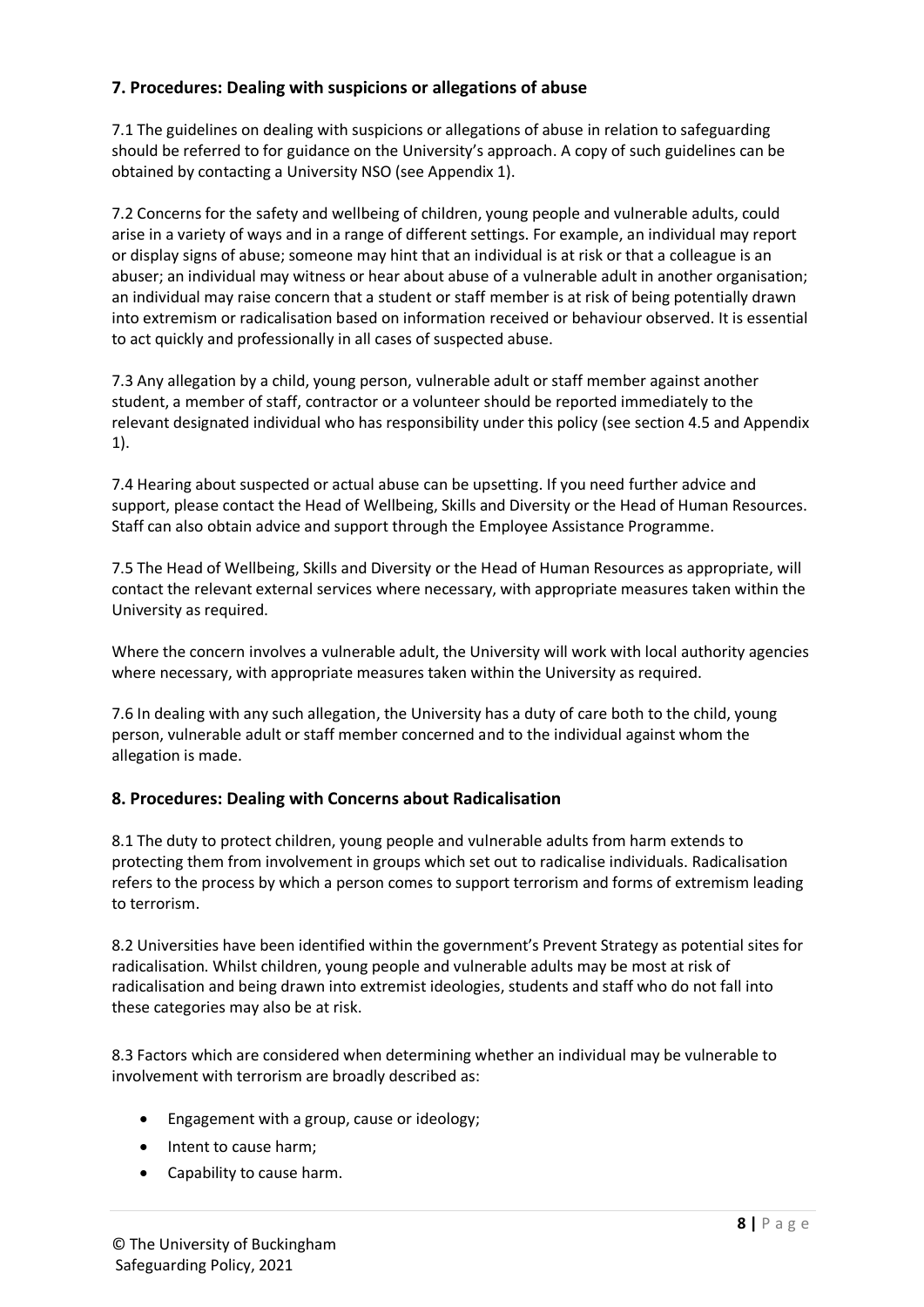## 7. Procedures: Dealing with suspicions or allegations of abuse

7.1 The guidelines on dealing with suspicions or allegations of abuse in relation to safeguarding should be referred to for guidance on the University's approach. A copy of such guidelines can be obtained by contacting a University NSO (see Appendix 1).

7.2 Concerns for the safety and wellbeing of children, young people and vulnerable adults, could arise in a variety of ways and in a range of different settings. For example, an individual may report or display signs of abuse; someone may hint that an individual is at risk or that a colleague is an abuser; an individual may witness or hear about abuse of a vulnerable adult in another organisation; an individual may raise concern that a student or staff member is at risk of being potentially drawn into extremism or radicalisation based on information received or behaviour observed. It is essential to act quickly and professionally in all cases of suspected abuse.

7.3 Any allegation by a child, young person, vulnerable adult or staff member against another student, a member of staff, contractor or a volunteer should be reported immediately to the relevant designated individual who has responsibility under this policy (see section 4.5 and Appendix 1).

7.4 Hearing about suspected or actual abuse can be upsetting. If you need further advice and support, please contact the Head of Wellbeing, Skills and Diversity or the Head of Human Resources. Staff can also obtain advice and support through the Employee Assistance Programme.

7.5 The Head of Wellbeing, Skills and Diversity or the Head of Human Resources as appropriate, will contact the relevant external services where necessary, with appropriate measures taken within the University as required.

Where the concern involves a vulnerable adult, the University will work with local authority agencies where necessary, with appropriate measures taken within the University as required.

7.6 In dealing with any such allegation, the University has a duty of care both to the child, young person, vulnerable adult or staff member concerned and to the individual against whom the allegation is made.

## 8. Procedures: Dealing with Concerns about Radicalisation

8.1 The duty to protect children, young people and vulnerable adults from harm extends to protecting them from involvement in groups which set out to radicalise individuals. Radicalisation refers to the process by which a person comes to support terrorism and forms of extremism leading to terrorism.

8.2 Universities have been identified within the government's Prevent Strategy as potential sites for radicalisation. Whilst children, young people and vulnerable adults may be most at risk of radicalisation and being drawn into extremist ideologies, students and staff who do not fall into these categories may also be at risk.

8.3 Factors which are considered when determining whether an individual may be vulnerable to involvement with terrorism are broadly described as:

- Engagement with a group, cause or ideology;
- Intent to cause harm;
- Capability to cause harm.

© The University of Buckingham
Safeguarding Policy, 2021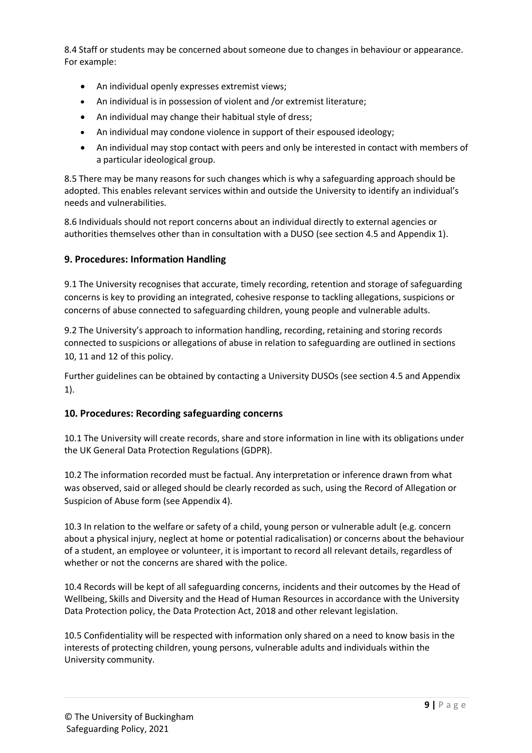8.4 Staff or students may be concerned about someone due to changes in behaviour or appearance. For example:

- An individual openly expresses extremist views;
- An individual is in possession of violent and /or extremist literature;
- An individual may change their habitual style of dress;
- An individual may condone violence in support of their espoused ideology;
- An individual may stop contact with peers and only be interested in contact with members of a particular ideological group.

8.5 There may be many reasons for such changes which is why a safeguarding approach should be adopted. This enables relevant services within and outside the University to identify an individual's needs and vulnerabilities.

8.6 Individuals should not report concerns about an individual directly to external agencies or authorities themselves other than in consultation with a DUSO (see section 4.5 and Appendix 1).

## 9. Procedures: Information Handling

9.1 The University recognises that accurate, timely recording, retention and storage of safeguarding concerns is key to providing an integrated, cohesive response to tackling allegations, suspicions or concerns of abuse connected to safeguarding children, young people and vulnerable adults.

9.2 The University's approach to information handling, recording, retaining and storing records connected to suspicions or allegations of abuse in relation to safeguarding are outlined in sections 10, 11 and 12 of this policy.

Further guidelines can be obtained by contacting a University DUSOs (see section 4.5 and Appendix 1).

## 10. Procedures: Recording safeguarding concerns

10.1 The University will create records, share and store information in line with its obligations under the UK General Data Protection Regulations (GDPR).

10.2 The information recorded must be factual. Any interpretation or inference drawn from what was observed, said or alleged should be clearly recorded as such, using the Record of Allegation or Suspicion of Abuse form (see Appendix 4).

10.3 In relation to the welfare or safety of a child, young person or vulnerable adult (e.g. concern about a physical injury, neglect at home or potential radicalisation) or concerns about the behaviour of a student, an employee or volunteer, it is important to record all relevant details, regardless of whether or not the concerns are shared with the police.

10.4 Records will be kept of all safeguarding concerns, incidents and their outcomes by the Head of Wellbeing, Skills and Diversity and the Head of Human Resources in accordance with the University Data Protection policy, the Data Protection Act, 2018 and other relevant legislation.

10.5 Confidentiality will be respected with information only shared on a need to know basis in the interests of protecting children, young persons, vulnerable adults and individuals within the University community.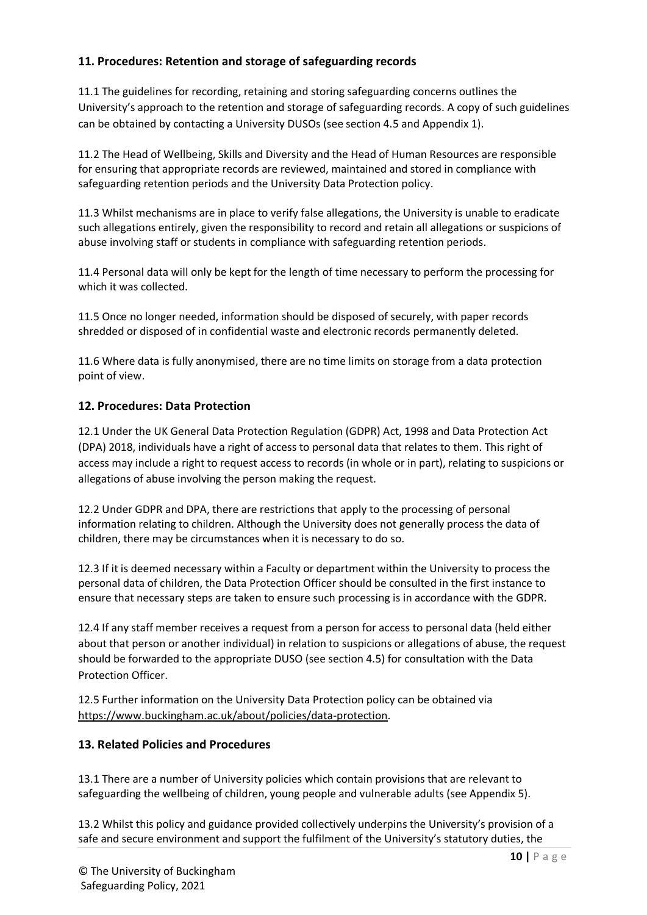## 11. Procedures: Retention and storage of safeguarding records

11.1 The guidelines for recording, retaining and storing safeguarding concerns outlines the University's approach to the retention and storage of safeguarding records. A copy of such guidelines can be obtained by contacting a University DUSOs (see section 4.5 and Appendix 1).

11.2 The Head of Wellbeing, Skills and Diversity and the Head of Human Resources are responsible for ensuring that appropriate records are reviewed, maintained and stored in compliance with safeguarding retention periods and the University Data Protection policy.

11.3 Whilst mechanisms are in place to verify false allegations, the University is unable to eradicate such allegations entirely, given the responsibility to record and retain all allegations or suspicions of abuse involving staff or students in compliance with safeguarding retention periods.

11.4 Personal data will only be kept for the length of time necessary to perform the processing for which it was collected.

11.5 Once no longer needed, information should be disposed of securely, with paper records shredded or disposed of in confidential waste and electronic records permanently deleted.

11.6 Where data is fully anonymised, there are no time limits on storage from a data protection point of view.

## 12. Procedures: Data Protection

12.1 Under the UK General Data Protection Regulation (GDPR) Act, 1998 and Data Protection Act (DPA) 2018, individuals have a right of access to personal data that relates to them. This right of access may include a right to request access to records (in whole or in part), relating to suspicions or allegations of abuse involving the person making the request.

12.2 Under GDPR and DPA, there are restrictions that apply to the processing of personal information relating to children. Although the University does not generally process the data of children, there may be circumstances when it is necessary to do so.

12.3 If it is deemed necessary within a Faculty or department within the University to process the personal data of children, the Data Protection Officer should be consulted in the first instance to ensure that necessary steps are taken to ensure such processing is in accordance with the GDPR.

12.4 If any staff member receives a request from a person for access to personal data (held either about that person or another individual) in relation to suspicions or allegations of abuse, the request should be forwarded to the appropriate DUSO (see section 4.5) for consultation with the Data Protection Officer.

12.5 Further information on the University Data Protection policy can be obtained via https://www.buckingham.ac.uk/about/policies/data-protection.

## 13. Related Policies and Procedures

13.1 There are a number of University policies which contain provisions that are relevant to safeguarding the wellbeing of children, young people and vulnerable adults (see Appendix 5).

13.2 Whilst this policy and guidance provided collectively underpins the University's provision of a safe and secure environment and support the fulfilment of the University's statutory duties, the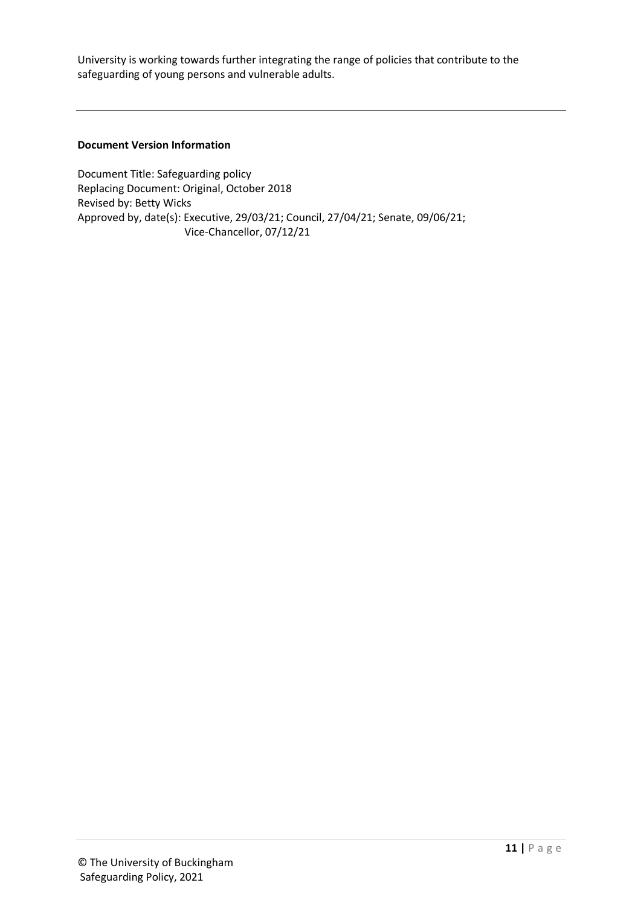University is working towards further integrating the range of policies that contribute to the safeguarding of young persons and vulnerable adults.

---

**Document Version Information**

Document Title: Safeguarding policy
Replacing Document: Original, October 2018
Revised by: Betty Wicks
Approved by, date(s): Executive, 29/03/21; Council, 27/04/21; Senate, 09/06/21;
Vice-Chancellor, 07/12/21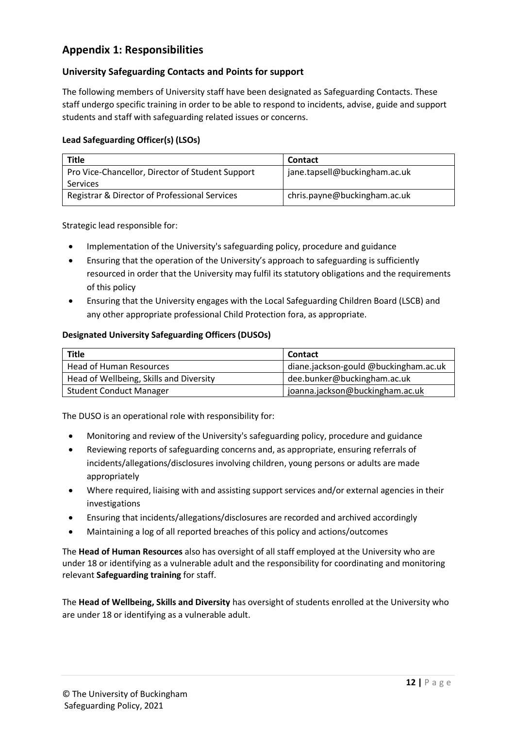## Appendix 1: Responsibilities

### University Safeguarding Contacts and Points for support

The following members of University staff have been designated as Safeguarding Contacts. These staff undergo specific training in order to be able to respond to incidents, advise, guide and support students and staff with safeguarding related issues or concerns.

#### Lead Safeguarding Officer(s) (LSOs)

| Title | Contact |
|---|---|
| Pro Vice-Chancellor, Director of Student Support Services | jane.tapsell@buckingham.ac.uk |
| Registrar & Director of Professional Services | chris.payne@buckingham.ac.uk |

Strategic lead responsible for:

- Implementation of the University's safeguarding policy, procedure and guidance
- Ensuring that the operation of the University's approach to safeguarding is sufficiently resourced in order that the University may fulfil its statutory obligations and the requirements of this policy
- Ensuring that the University engages with the Local Safeguarding Children Board (LSCB) and any other appropriate professional Child Protection fora, as appropriate.

#### Designated University Safeguarding Officers (DUSOs)

| Title | Contact |
|---|---|
| Head of Human Resources | diane.jackson-gould @buckingham.ac.uk |
| Head of Wellbeing, Skills and Diversity | dee.bunker@buckingham.ac.uk |
| Student Conduct Manager | joanna.jackson@buckingham.ac.uk |

The DUSO is an operational role with responsibility for:

- Monitoring and review of the University's safeguarding policy, procedure and guidance
- Reviewing reports of safeguarding concerns and, as appropriate, ensuring referrals of incidents/allegations/disclosures involving children, young persons or adults are made appropriately
- Where required, liaising with and assisting support services and/or external agencies in their investigations
- Ensuring that incidents/allegations/disclosures are recorded and archived accordingly
- Maintaining a log of all reported breaches of this policy and actions/outcomes

The **Head of Human Resources** also has oversight of all staff employed at the University who are under 18 or identifying as a vulnerable adult and the responsibility for coordinating and monitoring relevant **Safeguarding training** for staff.

The **Head of Wellbeing, Skills and Diversity** has oversight of students enrolled at the University who are under 18 or identifying as a vulnerable adult.

© The University of Buckingham
Safeguarding Policy, 2021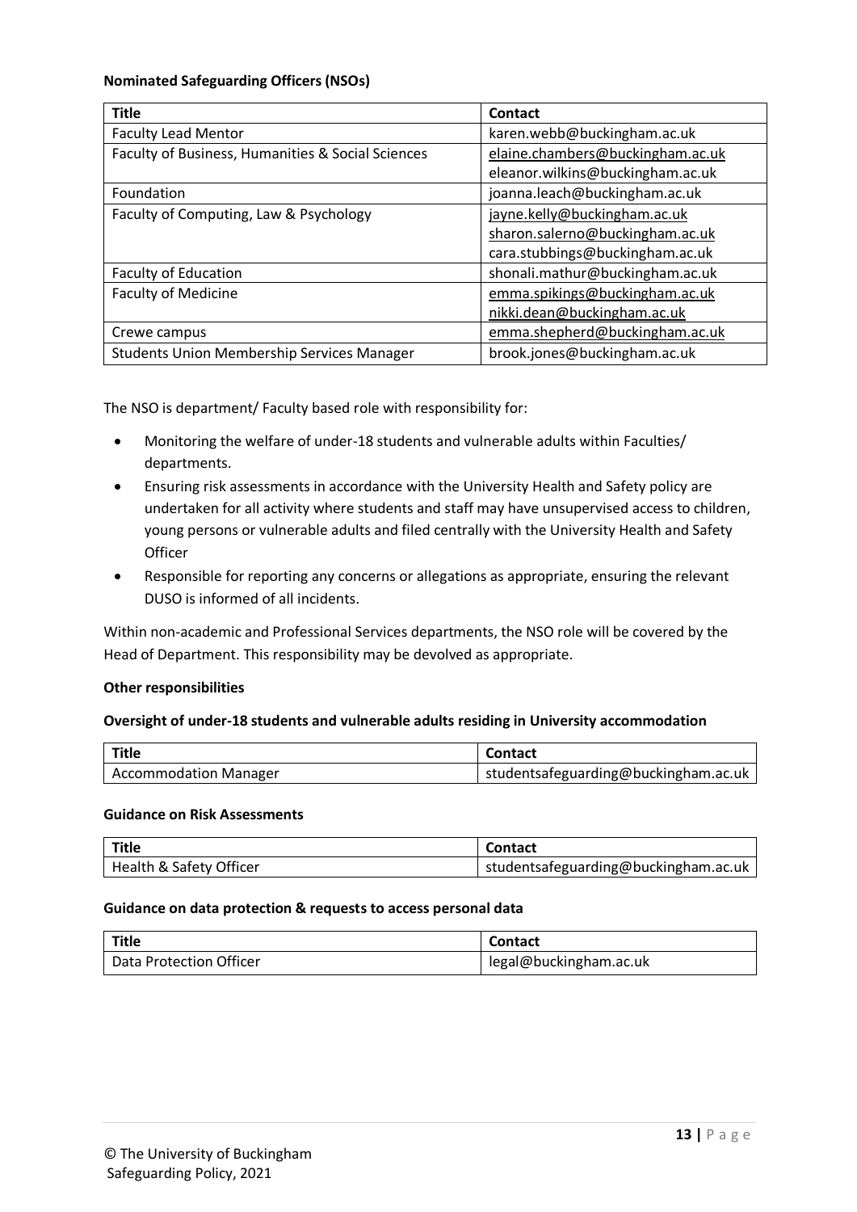**Nominated Safeguarding Officers (NSOs)**

| Title | Contact |
|---|---|
| Faculty Lead Mentor | karen.webb@buckingham.ac.uk |
| Faculty of Business, Humanities & Social Sciences | elaine.chambers@buckingham.ac.uk<br>eleanor.wilkins@buckingham.ac.uk |
| Foundation | joanna.leach@buckingham.ac.uk |
| Faculty of Computing, Law & Psychology | jayne.kelly@buckingham.ac.uk<br>sharon.salerno@buckingham.ac.uk<br>cara.stubbings@buckingham.ac.uk |
| Faculty of Education | shonali.mathur@buckingham.ac.uk |
| Faculty of Medicine | emma.spikings@buckingham.ac.uk<br>nikki.dean@buckingham.ac.uk |
| Crewe campus | emma.shepherd@buckingham.ac.uk |
| Students Union Membership Services Manager | brook.jones@buckingham.ac.uk |

The NSO is department/ Faculty based role with responsibility for:

- Monitoring the welfare of under-18 students and vulnerable adults within Faculties/ departments.
- Ensuring risk assessments in accordance with the University Health and Safety policy are undertaken for all activity where students and staff may have unsupervised access to children, young persons or vulnerable adults and filed centrally with the University Health and Safety Officer
- Responsible for reporting any concerns or allegations as appropriate, ensuring the relevant DUSO is informed of all incidents.

Within non-academic and Professional Services departments, the NSO role will be covered by the Head of Department. This responsibility may be devolved as appropriate.

**Other responsibilities**

**Oversight of under-18 students and vulnerable adults residing in University accommodation**

| Title | Contact |
|---|---|
| Accommodation Manager | studentsafeguarding@buckingham.ac.uk |

**Guidance on Risk Assessments**

| Title | Contact |
|---|---|
| Health & Safety Officer | studentsafeguarding@buckingham.ac.uk |

**Guidance on data protection & requests to access personal data**

| Title | Contact |
|---|---|
| Data Protection Officer | legal@buckingham.ac.uk |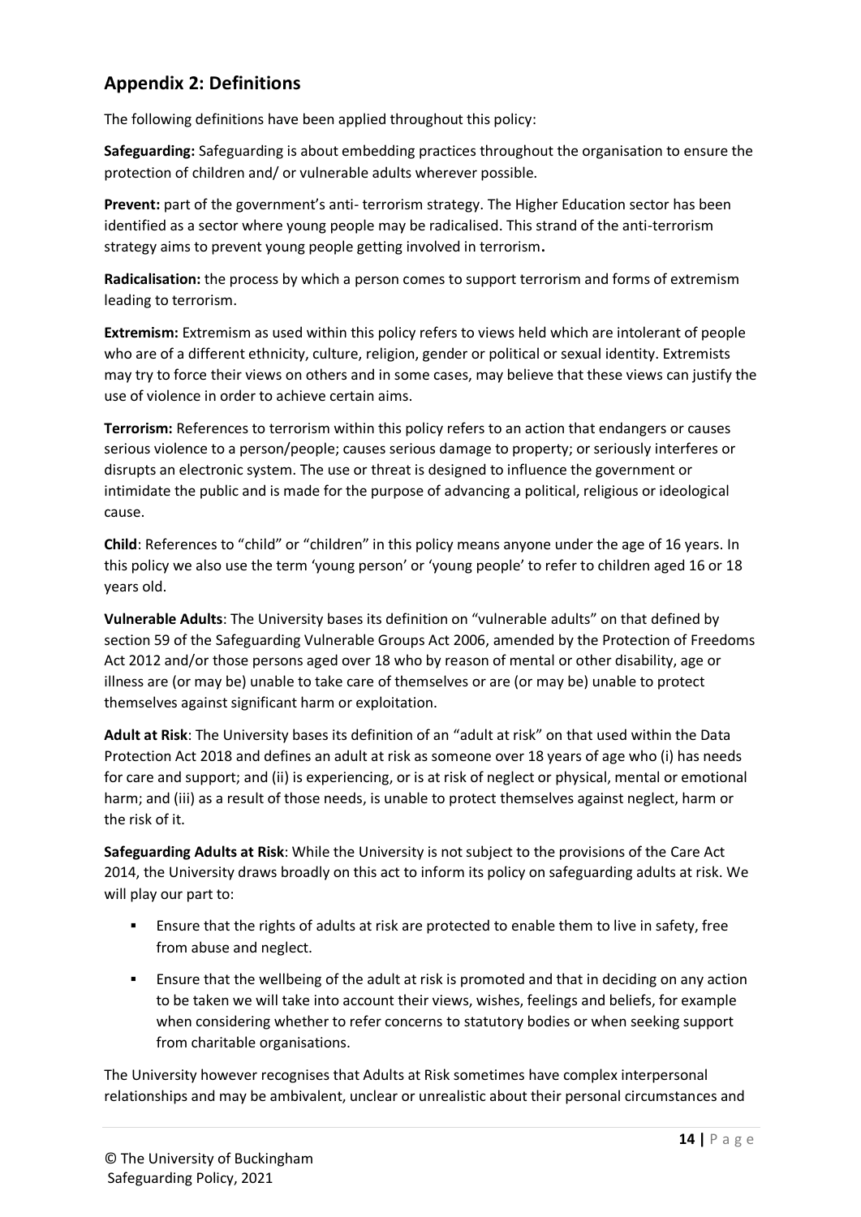## Appendix 2: Definitions

The following definitions have been applied throughout this policy:

**Safeguarding:** Safeguarding is about embedding practices throughout the organisation to ensure the protection of children and/ or vulnerable adults wherever possible.

**Prevent:** part of the government's anti- terrorism strategy. The Higher Education sector has been identified as a sector where young people may be radicalised. This strand of the anti-terrorism strategy aims to prevent young people getting involved in terrorism**.**

**Radicalisation:** the process by which a person comes to support terrorism and forms of extremism leading to terrorism.

**Extremism:** Extremism as used within this policy refers to views held which are intolerant of people who are of a different ethnicity, culture, religion, gender or political or sexual identity. Extremists may try to force their views on others and in some cases, may believe that these views can justify the use of violence in order to achieve certain aims.

**Terrorism:** References to terrorism within this policy refers to an action that endangers or causes serious violence to a person/people; causes serious damage to property; or seriously interferes or disrupts an electronic system. The use or threat is designed to influence the government or intimidate the public and is made for the purpose of advancing a political, religious or ideological cause.

**Child**: References to "child" or "children" in this policy means anyone under the age of 16 years. In this policy we also use the term 'young person' or 'young people' to refer to children aged 16 or 18 years old.

**Vulnerable Adults**: The University bases its definition on "vulnerable adults" on that defined by section 59 of the Safeguarding Vulnerable Groups Act 2006, amended by the Protection of Freedoms Act 2012 and/or those persons aged over 18 who by reason of mental or other disability, age or illness are (or may be) unable to take care of themselves or are (or may be) unable to protect themselves against significant harm or exploitation.

**Adult at Risk**: The University bases its definition of an "adult at risk" on that used within the Data Protection Act 2018 and defines an adult at risk as someone over 18 years of age who (i) has needs for care and support; and (ii) is experiencing, or is at risk of neglect or physical, mental or emotional harm; and (iii) as a result of those needs, is unable to protect themselves against neglect, harm or the risk of it.

**Safeguarding Adults at Risk**: While the University is not subject to the provisions of the Care Act 2014, the University draws broadly on this act to inform its policy on safeguarding adults at risk. We will play our part to:

- Ensure that the rights of adults at risk are protected to enable them to live in safety, free from abuse and neglect.
- Ensure that the wellbeing of the adult at risk is promoted and that in deciding on any action to be taken we will take into account their views, wishes, feelings and beliefs, for example when considering whether to refer concerns to statutory bodies or when seeking support from charitable organisations.

The University however recognises that Adults at Risk sometimes have complex interpersonal relationships and may be ambivalent, unclear or unrealistic about their personal circumstances and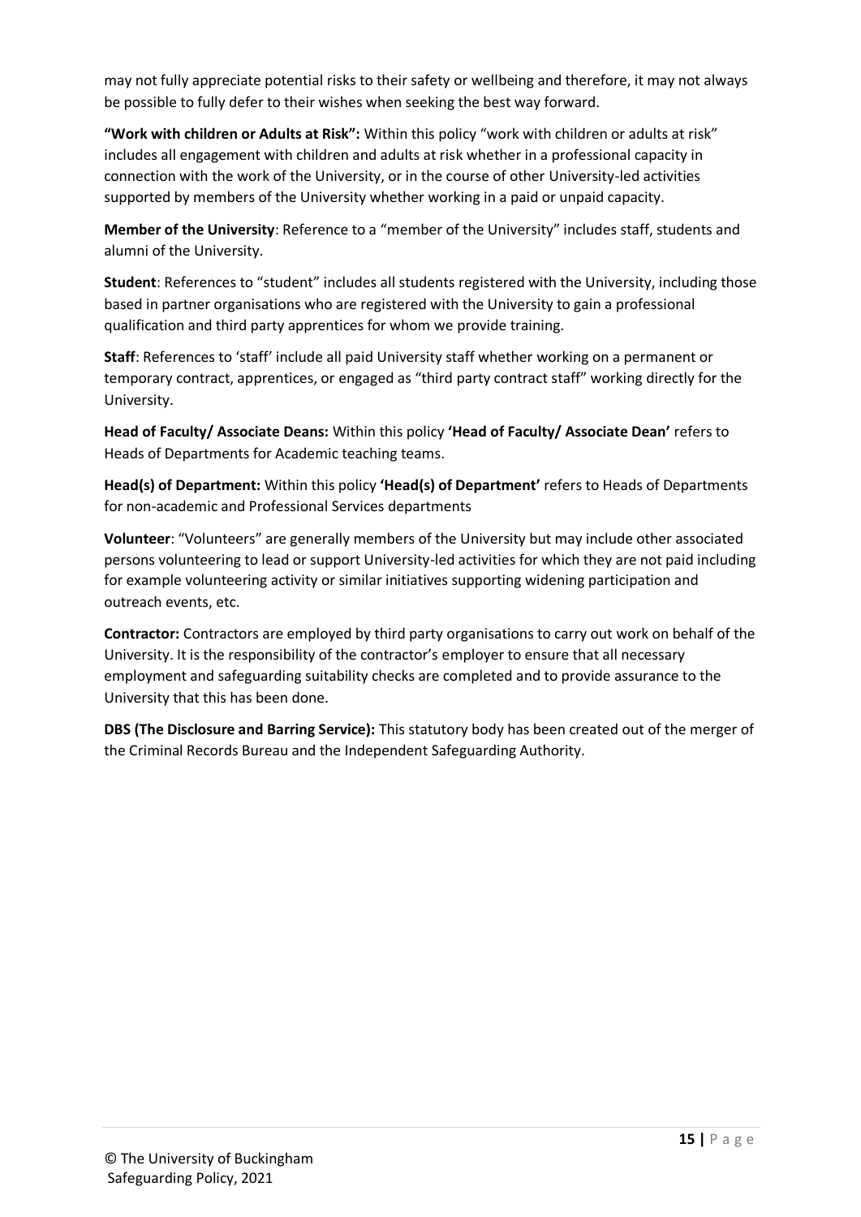may not fully appreciate potential risks to their safety or wellbeing and therefore, it may not always be possible to fully defer to their wishes when seeking the best way forward.

**"Work with children or Adults at Risk":** Within this policy "work with children or adults at risk" includes all engagement with children and adults at risk whether in a professional capacity in connection with the work of the University, or in the course of other University-led activities supported by members of the University whether working in a paid or unpaid capacity.

**Member of the University**: Reference to a "member of the University" includes staff, students and alumni of the University.

**Student**: References to "student" includes all students registered with the University, including those based in partner organisations who are registered with the University to gain a professional qualification and third party apprentices for whom we provide training.

**Staff**: References to 'staff' include all paid University staff whether working on a permanent or temporary contract, apprentices, or engaged as "third party contract staff" working directly for the University.

**Head of Faculty/ Associate Deans:** Within this policy **'Head of Faculty/ Associate Dean'** refers to Heads of Departments for Academic teaching teams.

**Head(s) of Department:** Within this policy **'Head(s) of Department'** refers to Heads of Departments for non-academic and Professional Services departments

**Volunteer**: "Volunteers" are generally members of the University but may include other associated persons volunteering to lead or support University-led activities for which they are not paid including for example volunteering activity or similar initiatives supporting widening participation and outreach events, etc.

**Contractor:** Contractors are employed by third party organisations to carry out work on behalf of the University. It is the responsibility of the contractor's employer to ensure that all necessary employment and safeguarding suitability checks are completed and to provide assurance to the University that this has been done.

**DBS (The Disclosure and Barring Service):** This statutory body has been created out of the merger of the Criminal Records Bureau and the Independent Safeguarding Authority.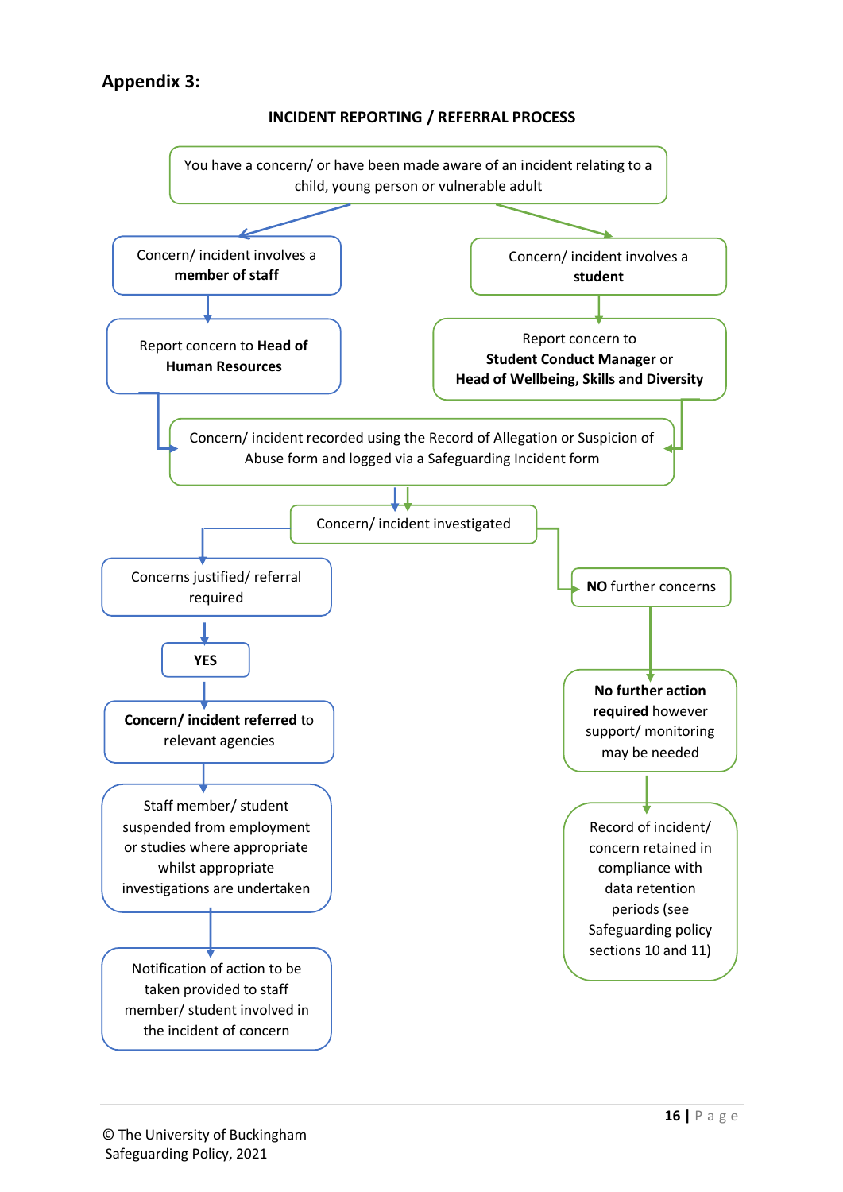## Appendix 3:

**INCIDENT REPORTING / REFERRAL PROCESS**

You have a concern/ or have been made aware of an incident relating to a child, young person or vulnerable adult

Concern/ incident involves a **member of staff**

Report concern to **Head of Human Resources**

Concern/ incident involves a **student**

Report concern to **Student Conduct Manager** or **Head of Wellbeing, Skills and Diversity**

Concern/ incident recorded using the Record of Allegation or Suspicion of Abuse form and logged via a Safeguarding Incident form

Concern/ incident investigated

Concerns justified/ referral required

**YES**

**Concern/ incident referred** to relevant agencies

Staff member/ student suspended from employment or studies where appropriate whilst appropriate investigations are undertaken

Notification of action to be taken provided to staff member/ student involved in the incident of concern

**NO** further concerns

**No further action required** however support/ monitoring may be needed

Record of incident/ concern retained in compliance with data retention periods (see Safeguarding policy sections 10 and 11)

© The University of Buckingham
Safeguarding Policy, 2021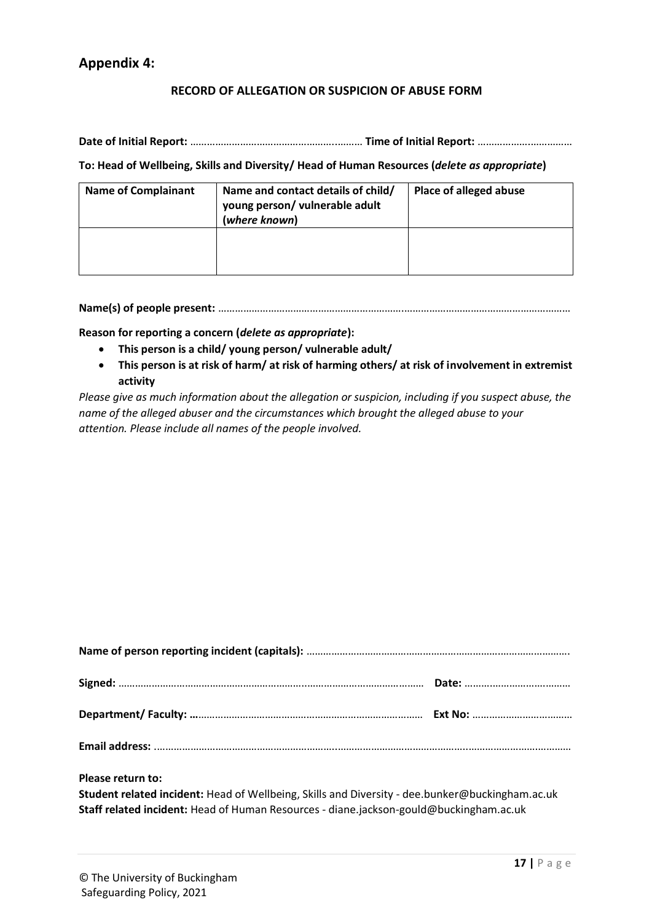## Appendix 4:

**RECORD OF ALLEGATION OR SUSPICION OF ABUSE FORM**

**Date of Initial Report:** ………………………………………………..……… **Time of Initial Report:** ……………….…………….

**To: Head of Wellbeing, Skills and Diversity/ Head of Human Resources (*delete as appropriate*)**

| Name of Complainant | Name and contact details of child/ young person/ vulnerable adult (*where known*) | Place of alleged abuse |
|---|---|---|
| | | |

**Name(s) of people present:** ………………………………………………………………………………………………………………

**Reason for reporting a concern (*delete as appropriate*):**

- **This person is a child/ young person/ vulnerable adult/**
- **This person is at risk of harm/ at risk of harming others/ at risk of involvement in extremist activity**

*Please give as much information about the allegation or suspicion, including if you suspect abuse, the name of the alleged abuser and the circumstances which brought the alleged abuse to your attention. Please include all names of the people involved.*

**Name of person reporting incident (capitals):** ………………………………………………………………………………….

**Signed:** …………………………………………………………..……………………………… **Date:** ……………………………….

**Department/ Faculty: …**……………………………………………………………………… **Ext No:** ……………………………..

**Email address:** ……………………………………………………..…………………………………..………………………………

**Please return to:**
**Student related incident:** Head of Wellbeing, Skills and Diversity - dee.bunker@buckingham.ac.uk
**Staff related incident:** Head of Human Resources - diane.jackson-gould@buckingham.ac.uk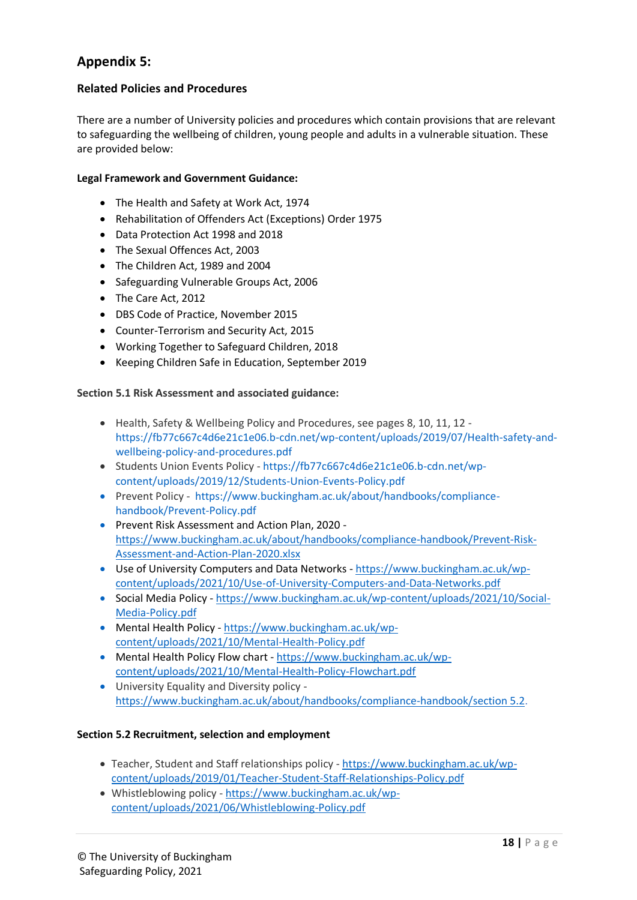## Appendix 5:

### Related Policies and Procedures

There are a number of University policies and procedures which contain provisions that are relevant to safeguarding the wellbeing of children, young people and adults in a vulnerable situation. These are provided below:

**Legal Framework and Government Guidance:**

- The Health and Safety at Work Act, 1974
- Rehabilitation of Offenders Act (Exceptions) Order 1975
- Data Protection Act 1998 and 2018
- The Sexual Offences Act, 2003
- The Children Act, 1989 and 2004
- Safeguarding Vulnerable Groups Act, 2006
- The Care Act, 2012
- DBS Code of Practice, November 2015
- Counter-Terrorism and Security Act, 2015
- Working Together to Safeguard Children, 2018
- Keeping Children Safe in Education, September 2019

**Section 5.1 Risk Assessment and associated guidance:**

- Health, Safety & Wellbeing Policy and Procedures, see pages 8, 10, 11, 12 - https://fb77c667c4d6e21c1e06.b-cdn.net/wp-content/uploads/2019/07/Health-safety-and-wellbeing-policy-and-procedures.pdf
- Students Union Events Policy - https://fb77c667c4d6e21c1e06.b-cdn.net/wp-content/uploads/2019/12/Students-Union-Events-Policy.pdf
- Prevent Policy - https://www.buckingham.ac.uk/about/handbooks/compliance-handbook/Prevent-Policy.pdf
- Prevent Risk Assessment and Action Plan, 2020 - https://www.buckingham.ac.uk/about/handbooks/compliance-handbook/Prevent-Risk-Assessment-and-Action-Plan-2020.xlsx
- Use of University Computers and Data Networks - https://www.buckingham.ac.uk/wp-content/uploads/2021/10/Use-of-University-Computers-and-Data-Networks.pdf
- Social Media Policy - https://www.buckingham.ac.uk/wp-content/uploads/2021/10/Social-Media-Policy.pdf
- Mental Health Policy - https://www.buckingham.ac.uk/wp-content/uploads/2021/10/Mental-Health-Policy.pdf
- Mental Health Policy Flow chart - https://www.buckingham.ac.uk/wp-content/uploads/2021/10/Mental-Health-Policy-Flowchart.pdf
- University Equality and Diversity policy - https://www.buckingham.ac.uk/about/handbooks/compliance-handbook/section 5.2.

**Section 5.2 Recruitment, selection and employment**

- Teacher, Student and Staff relationships policy - https://www.buckingham.ac.uk/wp-content/uploads/2019/01/Teacher-Student-Staff-Relationships-Policy.pdf
- Whistleblowing policy - https://www.buckingham.ac.uk/wp-content/uploads/2021/06/Whistleblowing-Policy.pdf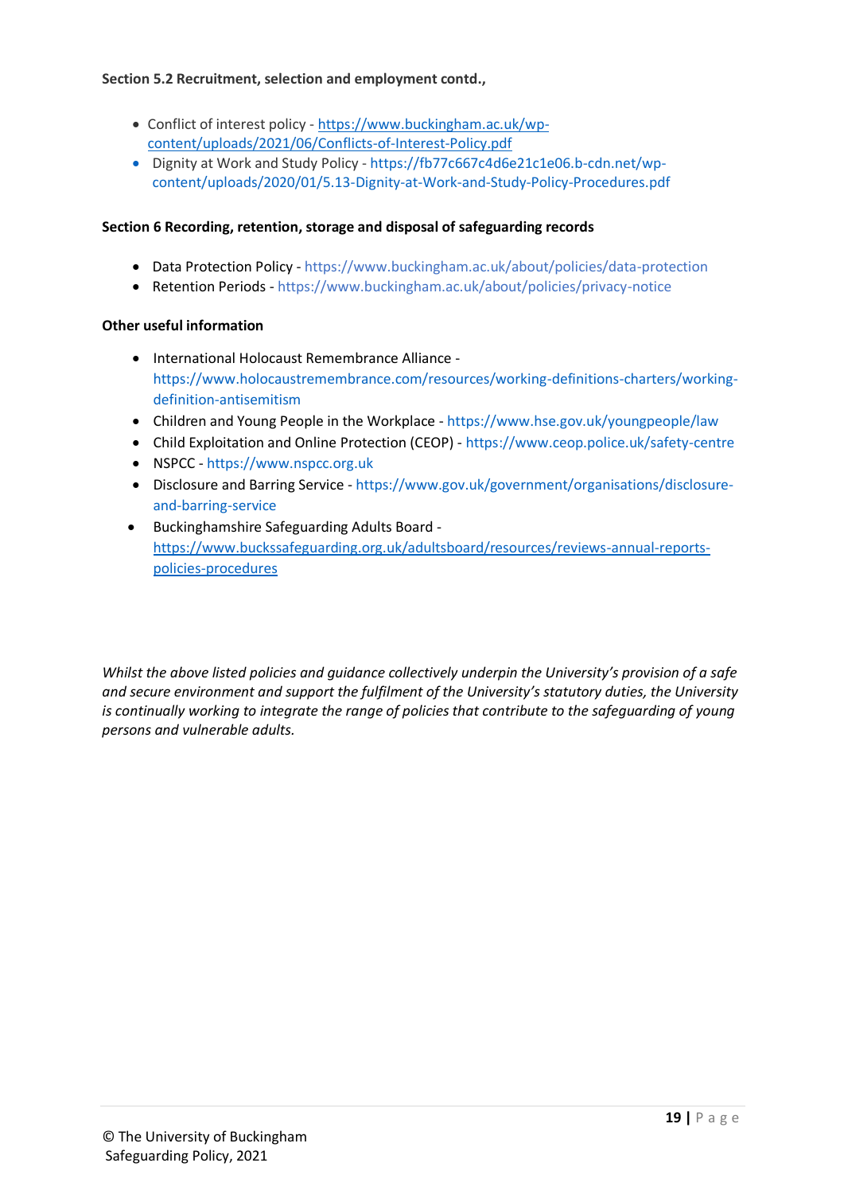**Section 5.2 Recruitment, selection and employment contd.,**

- Conflict of interest policy - https://www.buckingham.ac.uk/wp-content/uploads/2021/06/Conflicts-of-Interest-Policy.pdf
- Dignity at Work and Study Policy - https://fb77c667c4d6e21c1e06.b-cdn.net/wp-content/uploads/2020/01/5.13-Dignity-at-Work-and-Study-Policy-Procedures.pdf

**Section 6 Recording, retention, storage and disposal of safeguarding records**

- Data Protection Policy - https://www.buckingham.ac.uk/about/policies/data-protection
- Retention Periods - https://www.buckingham.ac.uk/about/policies/privacy-notice

**Other useful information**

- International Holocaust Remembrance Alliance - https://www.holocaustremembrance.com/resources/working-definitions-charters/working-definition-antisemitism
- Children and Young People in the Workplace - https://www.hse.gov.uk/youngpeople/law
- Child Exploitation and Online Protection (CEOP) - https://www.ceop.police.uk/safety-centre
- NSPCC - https://www.nspcc.org.uk
- Disclosure and Barring Service - https://www.gov.uk/government/organisations/disclosure-and-barring-service
- Buckinghamshire Safeguarding Adults Board - https://www.buckssafeguarding.org.uk/adultsboard/resources/reviews-annual-reports-policies-procedures

*Whilst the above listed policies and guidance collectively underpin the University's provision of a safe and secure environment and support the fulfilment of the University's statutory duties, the University is continually working to integrate the range of policies that contribute to the safeguarding of young persons and vulnerable adults.*